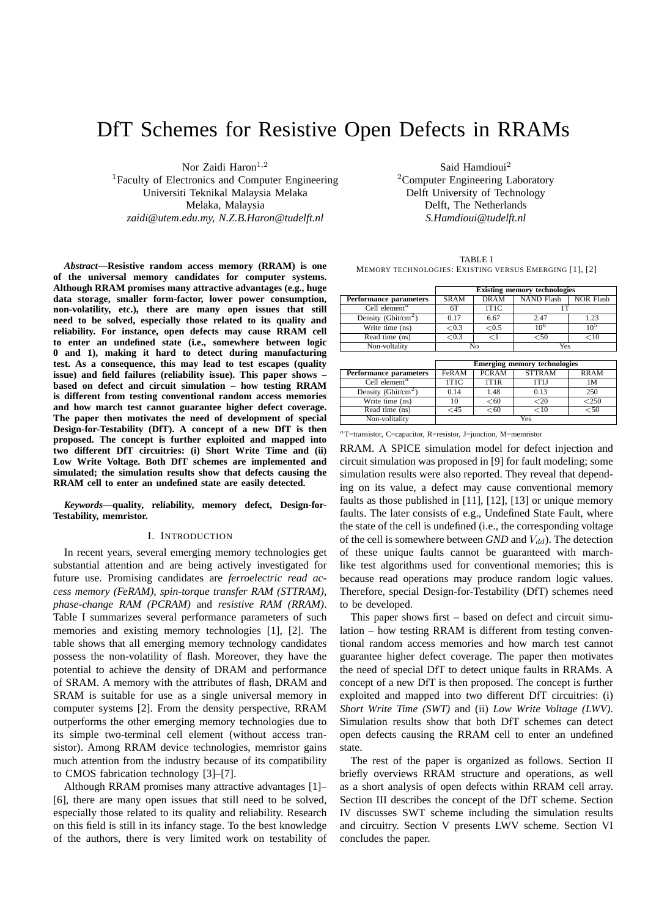# DfT Schemes for Resistive Open Defects in RRAMs

Nor Zaidi Haron[1,2]
[1]Faculty of Electronics and Computer Engineering
Universiti Teknikal Malaysia Melaka
Melaka, Malaysia
*zaidi@utem.edu.my, N.Z.B.Haron@tudelft.nl*

Said Hamdioui[2]
[2]Computer Engineering Laboratory
Delft University of Technology
Delft, The Netherlands
*S.Hamdioui@tudelft.nl*

***Abstract*—Resistive random access memory (RRAM) is one of the universal memory candidates for computer systems. Although RRAM promises many attractive advantages (e.g., huge data storage, smaller form-factor, lower power consumption, non-volatility, etc.), there are many open issues that still need to be solved, especially those related to its quality and reliability. For instance, open defects may cause RRAM cell to enter an undefined state (i.e., somewhere between logic 0 and 1), making it hard to detect during manufacturing test. As a consequence, this may lead to test escapes (quality issue) and field failures (reliability issue). This paper shows – based on defect and circuit simulation – how testing RRAM is different from testing conventional random access memories and how march test cannot guarantee higher defect coverage. The paper then motivates the need of development of special Design-for-Testability (DfT). A concept of a new DfT is then proposed. The concept is further exploited and mapped into two different DfT circuitries: (i) Short Write Time and (ii) Low Write Voltage. Both DfT schemes are implemented and simulated; the simulation results show that defects causing the RRAM cell to enter an undefined state are easily detected.**

***Keywords*—quality, reliability, memory defect, Design-for-Testability, memristor.**

## I. Introduction

In recent years, several emerging memory technologies get substantial attention and are being actively investigated for future use. Promising candidates are *ferroelectric read access memory (FeRAM)*, *spin-torque transfer RAM (STTRAM)*, *phase-change RAM (PCRAM)* and *resistive RAM (RRAM)*. Table I summarizes several performance parameters of such memories and existing memory technologies [1], [2]. The table shows that all emerging memory technology candidates possess the non-volatility of flash. Moreover, they have the potential to achieve the density of DRAM and performance of SRAM. A memory with the attributes of flash, DRAM and SRAM is suitable for use as a single universal memory in computer systems [2]. From the density perspective, RRAM outperforms the other emerging memory technologies due to its simple two-terminal cell element (without access transistor). Among RRAM device technologies, memristor gains much attention from the industry because of its compatibility to CMOS fabrication technology [3]–[7].

Although RRAM promises many attractive advantages [1]–[6], there are many open issues that still need to be solved, especially those related to its quality and reliability. Research on this field is still in its infancy stage. To the best knowledge of the authors, there is very limited work on testability of RRAM. A SPICE simulation model for defect injection and circuit simulation was proposed in [9] for fault modeling; some simulation results were also reported. They reveal that depending on its value, a defect may cause conventional memory faults as those published in [11], [12], [13] or unique memory faults. The later consists of e.g., Undefined State Fault, where the state of the cell is undefined (i.e., the corresponding voltage of the cell is somewhere between *GND* and $V_{dd}$). The detection of these unique faults cannot be guaranteed with march-like test algorithms used for conventional memories; this is because read operations may produce random logic values. Therefore, special Design-for-Testability (DfT) schemes need to be developed.

TABLE I
Memory technologies: Existing versus Emerging [1], [2]

| Performance parameters | Existing memory technologies | | | |
|---|---|---|---|---|
| | SRAM | DRAM | NAND Flash | NOR Flash |
| Cell element[a] | 6T | 1T1C | 1T | |
| Density (Gbit/cm$^2$) | 0.17 | 6.67 | 2.47 | 1.23 |
| Write time (ns) | <0.3 | <0.5 | $10^6$ | $10^5$ |
| Read time (ns) | <0.3 | <1 | <50 | <10 |
| Non-voltality | No | | Yes | |

| Performance parameters | Emerging memory technologies | | | |
|---|---|---|---|---|
| | FeRAM | PCRAM | STTRAM | RRAM |
| Cell element[a] | 1T1C | 1T1R | 1T1J | 1M |
| Density (Gbit/cm$^2$) | 0.14 | 1.48 | 0.13 | 250 |
| Write time (ns) | 10 | <60 | <20 | <250 |
| Read time (ns) | <45 | <60 | <10 | <50 |
| Non-volatility | Yes | | | |

[a]T=transistor, C=capacitor, R=resistor, J=junction, M=memristor

This paper shows first – based on defect and circuit simulation – how testing RRAM is different from testing conventional random access memories and how march test cannot guarantee higher defect coverage. The paper then motivates the need of special DfT to detect unique faults in RRAMs. A concept of a new DfT is then proposed. The concept is further exploited and mapped into two different DfT circuitries: (i) *Short Write Time (SWT)* and (ii) *Low Write Voltage (LWV)*. Simulation results show that both DfT schemes can detect open defects causing the RRAM cell to enter an undefined state.

The rest of the paper is organized as follows. Section II briefly overviews RRAM structure and operations, as well as a short analysis of open defects within RRAM cell array. Section III describes the concept of the DfT scheme. Section IV discusses SWT scheme including the simulation results and circuitry. Section V presents LWV scheme. Section VI concludes the paper.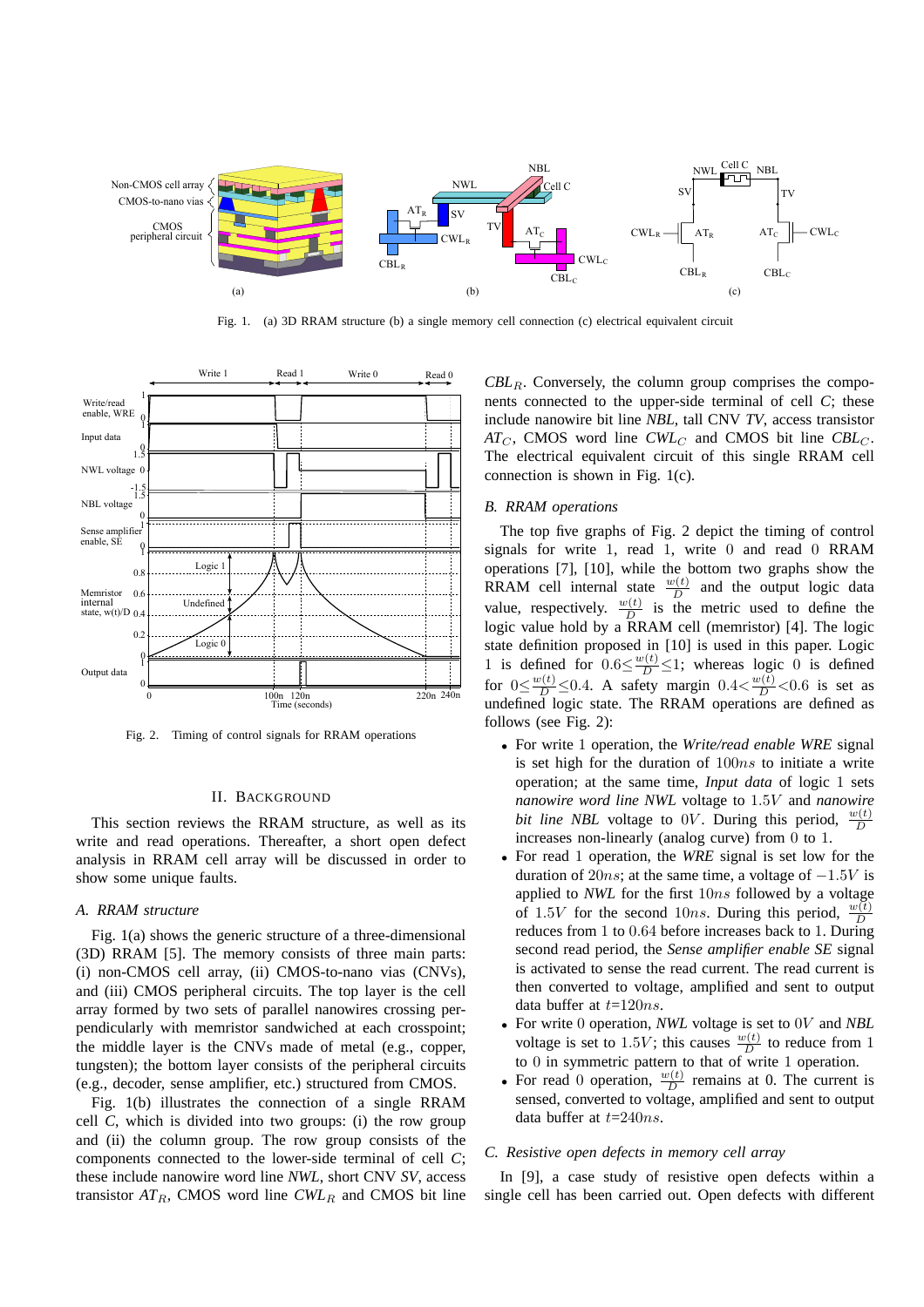Fig. 1. (a) 3D RRAM structure (b) a single memory cell connection (c) electrical equivalent circuit

Fig. 2. Timing of control signals for RRAM operations

## II. Background

This section reviews the RRAM structure, as well as its write and read operations. Thereafter, a short open defect analysis in RRAM cell array will be discussed in order to show some unique faults.

### A. RRAM structure

Fig. 1(a) shows the generic structure of a three-dimensional (3D) RRAM [5]. The memory consists of three main parts: (i) non-CMOS cell array, (ii) CMOS-to-nano vias (CNVs), and (iii) CMOS peripheral circuits. The top layer is the cell array formed by two sets of parallel nanowires crossing perpendicularly with memristor sandwiched at each crosspoint; the middle layer is the CNVs made of metal (e.g., copper, tungsten); the bottom layer consists of the peripheral circuits (e.g., decoder, sense amplifier, etc.) structured from CMOS.

Fig. 1(b) illustrates the connection of a single RRAM cell *C*, which is divided into two groups: (i) the row group and (ii) the column group. The row group consists of the components connected to the lower-side terminal of cell *C*; these include nanowire word line *NWL*, short CNV *SV*, access transistor $AT_R$, CMOS word line $CWL_R$ and CMOS bit line $CBL_R$. Conversely, the column group comprises the components connected to the upper-side terminal of cell *C*; these include nanowire bit line *NBL*, tall CNV *TV*, access transistor $AT_C$, CMOS word line $CWL_C$ and CMOS bit line $CBL_C$. The electrical equivalent circuit of this single RRAM cell connection is shown in Fig. 1(c).

### B. RRAM operations

The top five graphs of Fig. 2 depict the timing of control signals for write 1, read 1, write 0 and read 0 RRAM operations [7], [10], while the bottom two graphs show the RRAM cell internal state $\frac{w(t)}{D}$ and the output logic data value, respectively. $\frac{w(t)}{D}$ is the metric used to define the logic value hold by a RRAM cell (memristor) [4]. The logic state definition proposed in [10] is used in this paper. Logic 1 is defined for $0.6 \leq \frac{w(t)}{D} \leq 1$; whereas logic 0 is defined for $0 \leq \frac{w(t)}{D} \leq 0.4$. A safety margin $0.4 < \frac{w(t)}{D} < 0.6$ is set as undefined logic state. The RRAM operations are defined as follows (see Fig. 2):

- For write 1 operation, the *Write/read enable WRE* signal is set high for the duration of $100ns$ to initiate a write operation; at the same time, *Input data* of logic 1 sets *nanowire word line NWL* voltage to $1.5V$ and *nanowire bit line NBL* voltage to $0V$. During this period, $\frac{w(t)}{D}$ increases non-linearly (analog curve) from 0 to 1.
- For read 1 operation, the *WRE* signal is set low for the duration of $20ns$; at the same time, a voltage of $-1.5V$ is applied to *NWL* for the first $10ns$ followed by a voltage of $1.5V$ for the second $10ns$. During this period, $\frac{w(t)}{D}$ reduces from 1 to 0.64 before increases back to 1. During second read period, the *Sense amplifier enable SE* signal is activated to sense the read current. The read current is then converted to voltage, amplified and sent to output data buffer at $t$=$120ns$.
- For write 0 operation, *NWL* voltage is set to $0V$ and *NBL* voltage is set to $1.5V$; this causes $\frac{w(t)}{D}$ to reduce from 1 to 0 in symmetric pattern to that of write 1 operation.
- For read 0 operation, $\frac{w(t)}{D}$ remains at 0. The current is sensed, converted to voltage, amplified and sent to output data buffer at $t$=$240ns$.

### C. Resistive open defects in memory cell array

In [9], a case study of resistive open defects within a single cell has been carried out. Open defects with different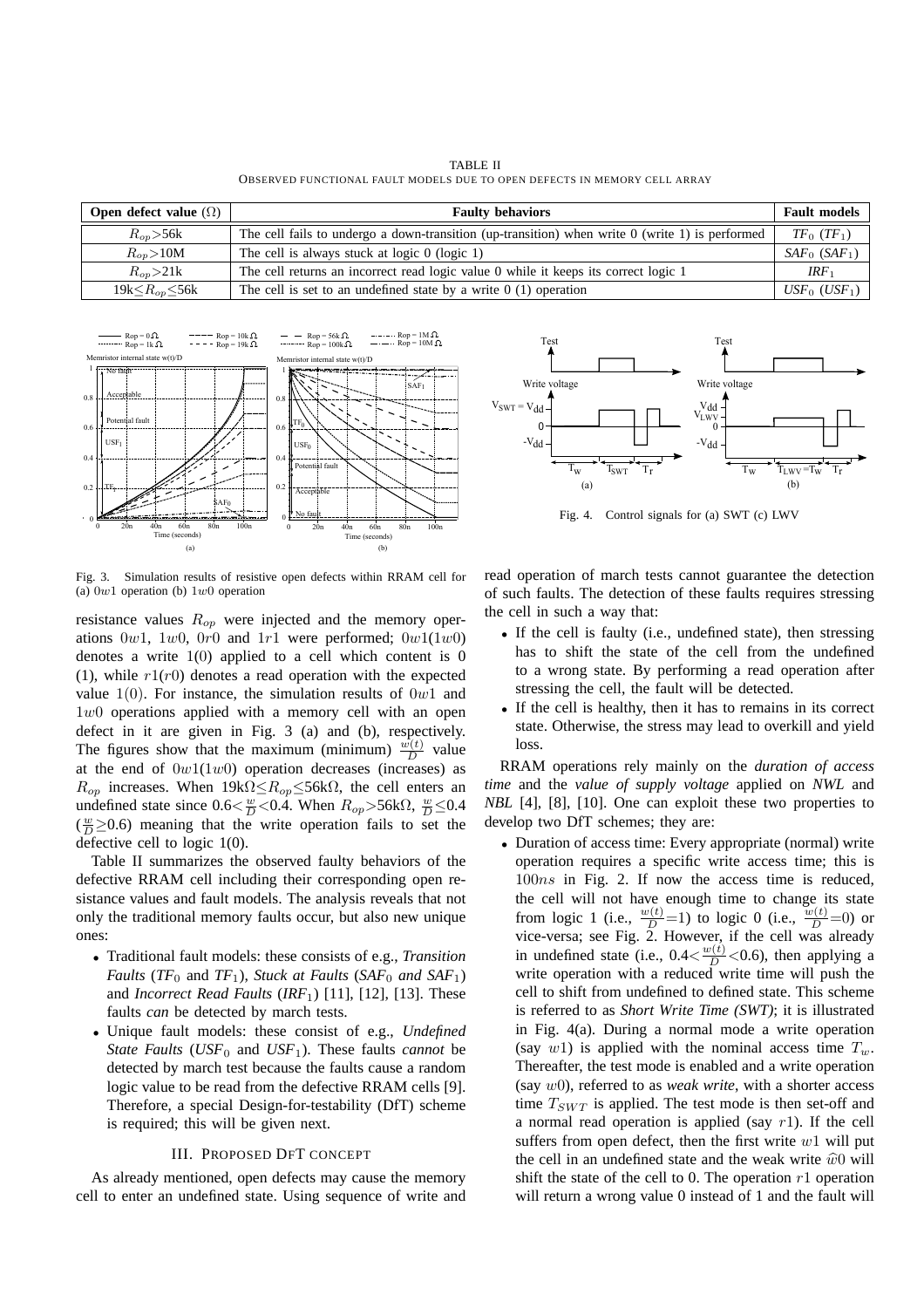TABLE II
OBSERVED FUNCTIONAL FAULT MODELS DUE TO OPEN DEFECTS IN MEMORY CELL ARRAY

| Open defect value (Ω) | Faulty behaviors | Fault models |
|---|---|---|
| $R_{op}$>56k | The cell fails to undergo a down-transition (up-transition) when write 0 (write 1) is performed | $TF_0$ ($TF_1$) |
| $R_{op}$>10M | The cell is always stuck at logic 0 (logic 1) | $SAF_0$ ($SAF_1$) |
| $R_{op}$>21k | The cell returns an incorrect read logic value 0 while it keeps its correct logic 1 | $IRF_1$ |
| 19k≤$R_{op}$≤56k | The cell is set to an undefined state by a write 0 (1) operation | $USF_0$ ($USF_1$) |

Fig. 3. Simulation results of resistive open defects within RRAM cell for (a) $0w1$ operation (b) $1w0$ operation

Fig. 4. Control signals for (a) SWT (c) LWV

resistance values $R_{op}$ were injected and the memory operations $0w1$, $1w0$, $0r0$ and $1r1$ were performed; $0w1(1w0)$ denotes a write $1(0)$ applied to a cell which content is 0 (1), while $r1(r0)$ denotes a read operation with the expected value $1(0)$. For instance, the simulation results of $0w1$ and $1w0$ operations applied with a memory cell with an open defect in it are given in Fig. 3 (a) and (b), respectively. The figures show that the maximum (minimum) $\frac{w(t)}{D}$ value at the end of $0w1(1w0)$ operation decreases (increases) as $R_{op}$ increases. When 19kΩ≤$R_{op}$≤56kΩ, the cell enters an undefined state since $0.6<\frac{w}{D}<0.4$. When $R_{op}$>56kΩ, $\frac{w}{D}\leq0.4$ ($\frac{w}{D}\geq0.6$) meaning that the write operation fails to set the defective cell to logic 1(0).

Table II summarizes the observed faulty behaviors of the defective RRAM cell including their corresponding open resistance values and fault models. The analysis reveals that not only the traditional memory faults occur, but also new unique ones:

- Traditional fault models: these consists of e.g., *Transition Faults* (*$TF_0$* and *$TF_1$*), *Stuck at Faults* (*$SAF_0$ and $SAF_1$*) and *Incorrect Read Faults* (*$IRF_1$*) [11], [12], [13]. These faults *can* be detected by march tests.
- Unique fault models: these consist of e.g., *Undefined State Faults* (*$USF_0$* and *$USF_1$*). These faults *cannot* be detected by march test because the faults cause a random logic value to be read from the defective RRAM cells [9]. Therefore, a special Design-for-testability (DfT) scheme is required; this will be given next.

### III. Proposed DfT Concept

As already mentioned, open defects may cause the memory cell to enter an undefined state. Using sequence of write and read operation of march tests cannot guarantee the detection of such faults. The detection of these faults requires stressing the cell in such a way that:

- If the cell is faulty (i.e., undefined state), then stressing has to shift the state of the cell from the undefined to a wrong state. By performing a read operation after stressing the cell, the fault will be detected.
- If the cell is healthy, then it has to remains in its correct state. Otherwise, the stress may lead to overkill and yield loss.

RRAM operations rely mainly on the *duration of access time* and the *value of supply voltage* applied on *NWL* and *NBL* [4], [8], [10]. One can exploit these two properties to develop two DfT schemes; they are:

- Duration of access time: Every appropriate (normal) write operation requires a specific write access time; this is $100ns$ in Fig. 2. If now the access time is reduced, the cell will not have enough time to change its state from logic 1 (i.e., $\frac{w(t)}{D}$=1) to logic 0 (i.e., $\frac{w(t)}{D}$=0) or vice-versa; see Fig. 2. However, if the cell was already in undefined state (i.e., $0.4<\frac{w(t)}{D}<0.6$), then applying a write operation with a reduced write time will push the cell to shift from undefined to defined state. This scheme is referred to as *Short Write Time (SWT)*; it is illustrated in Fig. 4(a). During a normal mode a write operation (say $w1$) is applied with the nominal access time $T_w$. Thereafter, the test mode is enabled and a write operation (say $w0$), referred to as *weak write*, with a shorter access time $T_{SWT}$ is applied. The test mode is then set-off and a normal read operation is applied (say $r1$). If the cell suffers from open defect, then the first write $w1$ will put the cell in an undefined state and the weak write $\widehat{w}0$ will shift the state of the cell to 0. The operation $r1$ operation will return a wrong value 0 instead of 1 and the fault will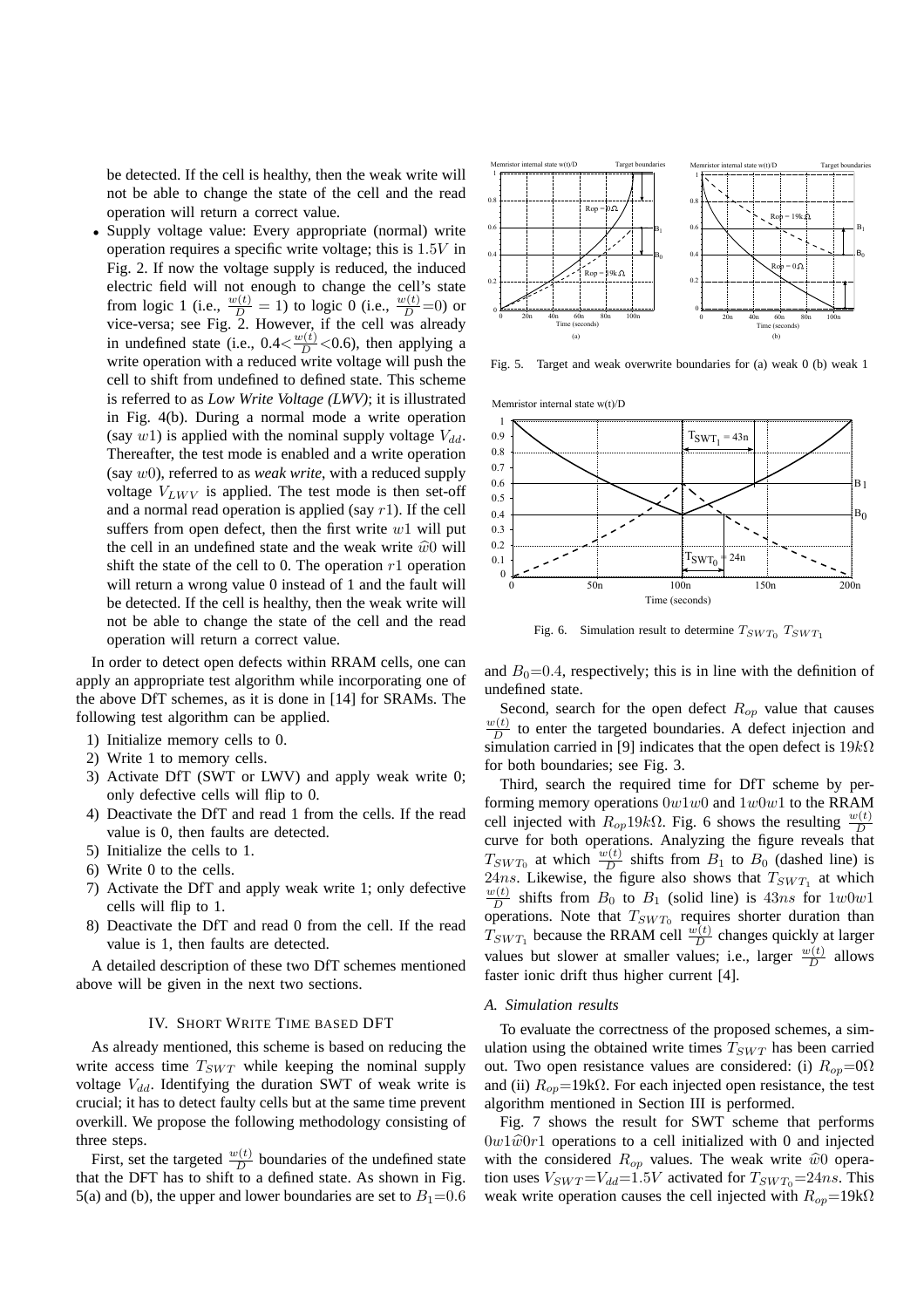be detected. If the cell is healthy, then the weak write will not be able to change the state of the cell and the read operation will return a correct value.

- Supply voltage value: Every appropriate (normal) write operation requires a specific write voltage; this is $1.5V$ in Fig. 2. If now the voltage supply is reduced, the induced electric field will not enough to change the cell's state from logic 1 (i.e., $\frac{w(t)}{D}=1$) to logic 0 (i.e., $\frac{w(t)}{D}=0$) or vice-versa; see Fig. 2. However, if the cell was already in undefined state (i.e., $0.4<\frac{w(t)}{D}<0.6$), then applying a write operation with a reduced write voltage will push the cell to shift from undefined to defined state. This scheme is referred to as *Low Write Voltage (LWV)*; it is illustrated in Fig. 4(b). During a normal mode a write operation (say $w1$) is applied with the nominal supply voltage $V_{dd}$. Thereafter, the test mode is enabled and a write operation (say $w0$), referred to as *weak write*, with a reduced supply voltage $V_{LWV}$ is applied. The test mode is then set-off and a normal read operation is applied (say $r1$). If the cell suffers from open defect, then the first write $w1$ will put the cell in an undefined state and the weak write $\widehat{w}0$ will shift the state of the cell to 0. The operation $r1$ operation will return a wrong value 0 instead of 1 and the fault will be detected. If the cell is healthy, then the weak write will not be able to change the state of the cell and the read operation will return a correct value.

In order to detect open defects within RRAM cells, one can apply an appropriate test algorithm while incorporating one of the above DfT schemes, as it is done in [14] for SRAMs. The following test algorithm can be applied.

1) Initialize memory cells to 0.
2) Write 1 to memory cells.
3) Activate DfT (SWT or LWV) and apply weak write 0; only defective cells will flip to 0.
4) Deactivate the DfT and read 1 from the cells. If the read value is 0, then faults are detected.
5) Initialize the cells to 1.
6) Write 0 to the cells.
7) Activate the DfT and apply weak write 1; only defective cells will flip to 1.
8) Deactivate the DfT and read 0 from the cell. If the read value is 1, then faults are detected.

A detailed description of these two DfT schemes mentioned above will be given in the next two sections.

## IV. Short Write Time based DFT

As already mentioned, this scheme is based on reducing the write access time $T_{SWT}$ while keeping the nominal supply voltage $V_{dd}$. Identifying the duration SWT of weak write is crucial; it has to detect faulty cells but at the same time prevent overkill. We propose the following methodology consisting of three steps.

First, set the targeted $\frac{w(t)}{D}$ boundaries of the undefined state that the DFT has to shift to a defined state. As shown in Fig. 5(a) and (b), the upper and lower boundaries are set to $B_1$=0.6

Fig. 5. Target and weak overwrite boundaries for (a) weak 0 (b) weak 1

Fig. 6. Simulation result to determine $T_{SWT_0}$ $T_{SWT_1}$

and $B_0$=0.4, respectively; this is in line with the definition of undefined state.

Second, search for the open defect $R_{op}$ value that causes $\frac{w(t)}{D}$ to enter the targeted boundaries. A defect injection and simulation carried in [9] indicates that the open defect is $19k\Omega$ for both boundaries; see Fig. 3.

Third, search the required time for DfT scheme by performing memory operations $0w1w0$ and $1w0w1$ to the RRAM cell injected with $R_{op}19k\Omega$. Fig. 6 shows the resulting $\frac{w(t)}{D}$ curve for both operations. Analyzing the figure reveals that $T_{SWT_0}$ at which $\frac{w(t)}{D}$ shifts from $B_1$ to $B_0$ (dashed line) is $24ns$. Likewise, the figure also shows that $T_{SWT_1}$ at which $\frac{w(t)}{D}$ shifts from $B_0$ to $B_1$ (solid line) is $43ns$ for $1w0w1$ operations. Note that $T_{SWT_0}$ requires shorter duration than $T_{SWT_1}$ because the RRAM cell $\frac{w(t)}{D}$ changes quickly at larger values but slower at smaller values; i.e., larger $\frac{w(t)}{D}$ allows faster ionic drift thus higher current [4].

### A. Simulation results

To evaluate the correctness of the proposed schemes, a simulation using the obtained write times $T_{SWT}$ has been carried out. Two open resistance values are considered: (i) $R_{op}$=0Ω and (ii) $R_{op}$=19kΩ. For each injected open resistance, the test algorithm mentioned in Section III is performed.

Fig. 7 shows the result for SWT scheme that performs $0w1\widehat{w}0r1$ operations to a cell initialized with 0 and injected with the considered $R_{op}$ values. The weak write $\widehat{w}0$ operation uses $V_{SWT}$=$V_{dd}$=1.5$V$ activated for $T_{SWT_0}$=24$ns$. This weak write operation causes the cell injected with $R_{op}$=19kΩ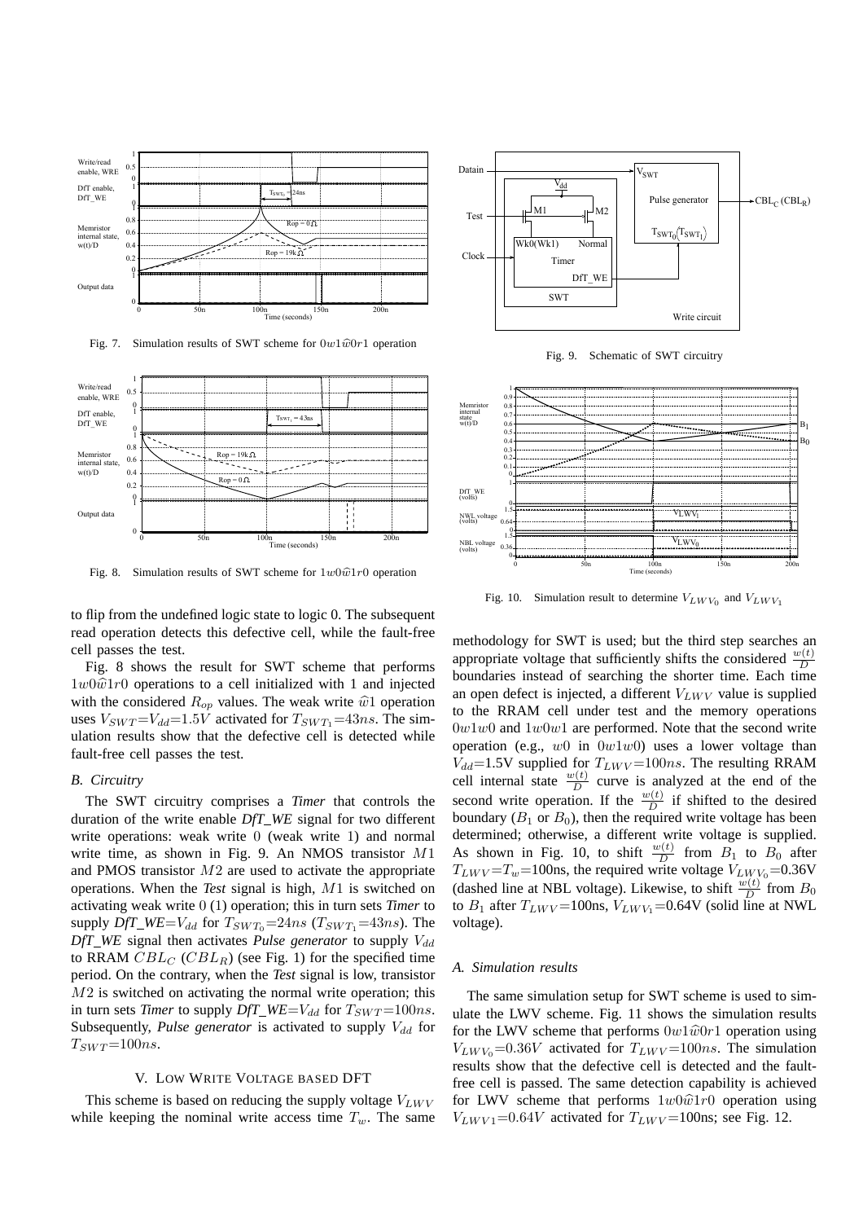Fig. 7. Simulation results of SWT scheme for $0w1\widehat{w}0r1$ operation

Fig. 8. Simulation results of SWT scheme for $1w0\widehat{w}1r0$ operation

Fig. 9. Schematic of SWT circuitry

Fig. 10. Simulation result to determine $V_{LWV_0}$ and $V_{LWV_1}$

to flip from the undefined logic state to logic 0. The subsequent read operation detects this defective cell, while the fault-free cell passes the test.

Fig. 8 shows the result for SWT scheme that performs $1w0\widehat{w}1r0$ operations to a cell initialized with 1 and injected with the considered $R_{op}$ values. The weak write $\widehat{w}1$ operation uses $V_{SWT}$=$V_{dd}$=1.5$V$ activated for $T_{SWT_1}$=43$ns$. The simulation results show that the defective cell is detected while fault-free cell passes the test.

### *B. Circuitry*

The SWT circuitry comprises a *Timer* that controls the duration of the write enable *DfT_WE* signal for two different write operations: weak write 0 (weak write 1) and normal write time, as shown in Fig. 9. An NMOS transistor $M1$ and PMOS transistor $M2$ are used to activate the appropriate operations. When the *Test* signal is high, $M1$ is switched on activating weak write 0 (1) operation; this in turn sets *Timer* to supply *DfT_WE*=$V_{dd}$ for $T_{SWT_0}$=24$ns$ ($T_{SWT_1}$=43$ns$). The *DfT_WE* signal then activates *Pulse generator* to supply $V_{dd}$ to RRAM $CBL_C$ ($CBL_R$) (see Fig. 1) for the specified time period. On the contrary, when the *Test* signal is low, transistor $M2$ is switched on activating the normal write operation; this in turn sets *Timer* to supply *DfT_WE*=$V_{dd}$ for $T_{SWT}$=100$ns$. Subsequently, *Pulse generator* is activated to supply $V_{dd}$ for $T_{SWT}$=100$ns$.

## V. Low Write Voltage based DFT

This scheme is based on reducing the supply voltage $V_{LWV}$ while keeping the nominal write access time $T_w$. The same methodology for SWT is used; but the third step searches an appropriate voltage that sufficiently shifts the considered $\frac{w(t)}{D}$ boundaries instead of searching the shorter time. Each time an open defect is injected, a different $V_{LWV}$ value is supplied to the RRAM cell under test and the memory operations $0w1w0$ and $1w0w1$ are performed. Note that the second write operation (e.g., $w0$ in $0w1w0$) uses a lower voltage than $V_{dd}$=1.5V supplied for $T_{LWV}$=100$ns$. The resulting RRAM cell internal state $\frac{w(t)}{D}$ curve is analyzed at the end of the second write operation. If the $\frac{w(t)}{D}$ if shifted to the desired boundary ($B_1$ or $B_0$), then the required write voltage has been determined; otherwise, a different write voltage is supplied. As shown in Fig. 10, to shift $\frac{w(t)}{D}$ from $B_1$ to $B_0$ after $T_{LWV}$=$T_w$=100ns, the required write voltage $V_{LWV_0}$=0.36V (dashed line at NBL voltage). Likewise, to shift $\frac{w(t)}{D}$ from $B_0$ to $B_1$ after $T_{LWV}$=100ns, $V_{LWV_1}$=0.64V (solid line at NWL voltage).

### *A. Simulation results*

The same simulation setup for SWT scheme is used to simulate the LWV scheme. Fig. 11 shows the simulation results for the LWV scheme that performs $0w1\widehat{w}0r1$ operation using $V_{LWV_0}$=0.36$V$ activated for $T_{LWV}$=100$ns$. The simulation results show that the defective cell is detected and the fault-free cell is passed. The same detection capability is achieved for LWV scheme that performs $1w0\widehat{w}1r0$ operation using $V_{LWV1}$=0.64$V$ activated for $T_{LWV}$=100ns; see Fig. 12.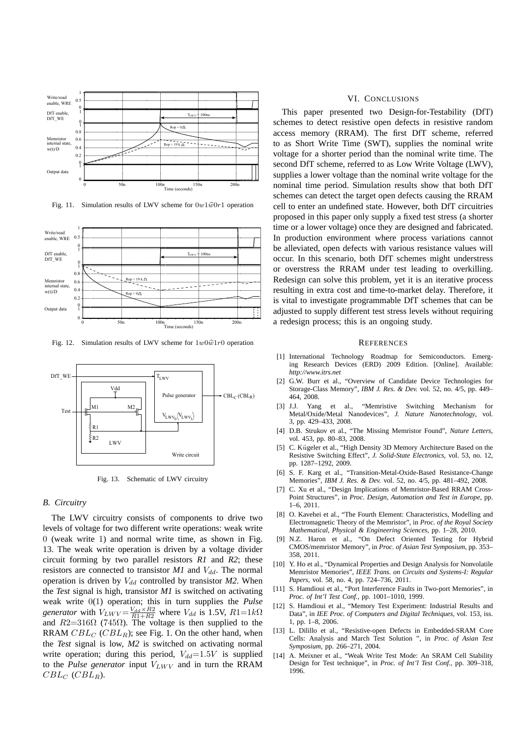Write/read enable, WRE
1
0.5
0
DfT enable, DfT_WE
1
0
$T_{LWV}$ = 100ns
Memristor internal state, w(t)/D
1
0.8
0.6
0.4
0.2
0
Rop = 0 Ω
Rop = 19 k Ω
Output data
1
0
0
50n
100n
150n
200n
Time (seconds)

Fig. 11. Simulation results of LWV scheme for $0w1\widehat{w}0r1$ operation

Write/read enable, WRE
1
0.5
0
DfT enable, DfT_WE
1
0
$T_{LWV}$ = 100ns
Memristor internal state, w(t)/D
1
0.8
0.6
0.4
0.2
0
Rop = 19 k Ω
Rop = 0 Ω
Output data
1
0
0
50n
100n
150n
200n
Time (seconds)

Fig. 12. Simulation results of LWV scheme for $1w0\widehat{w}1r0$ operation

DfT_WE
$T_{LWV}$
Vdd
Pulse generator
$CBL_C$ ($CBL_R$)
Test
M1
M2
$V_{LWV_0}\langle V_{LWV_1}\rangle$
R1
R2
LWV
Write circuit

Fig. 13. Schematic of LWV circuitry

### *B. Circuitry*

The LWV circuitry consists of components to drive two levels of voltage for two different write operations: weak write 0 (weak write 1) and normal write time, as shown in Fig. 13. The weak write operation is driven by a voltage divider circuit forming by two parallel resistors *R1* and *R2*; these resistors are connected to transistor *M1* and $V_{dd}$. The normal operation is driven by $V_{dd}$ controlled by transistor *M2*. When the *Test* signal is high, transistor *M1* is switched on activating weak write 0(1) operation; this in turn supplies the *Pulse generator* with $V_{LWV}=\frac{V_{dd}\times R2}{R1+R2}$ where $V_{dd}$ is 1.5V, $R1$=1$k\Omega$ and $R2$=316$\Omega$ (745$\Omega$). The voltage is then supplied to the RRAM $CBL_C$ ($CBL_R$); see Fig. 1. On the other hand, when the *Test* signal is low, *M2* is switched on activating normal write operation; during this period, $V_{dd}$=1.5$V$ is supplied to the *Pulse generator* input $V_{LWV}$ and in turn the RRAM $CBL_C$ ($CBL_R$).

## VI. Conclusions

This paper presented two Design-for-Testability (DfT) schemes to detect resistive open defects in resistive random access memory (RRAM). The first DfT scheme, referred to as Short Write Time (SWT), supplies the nominal write voltage for a shorter period than the nominal write time. The second DfT scheme, referred to as Low Write Voltage (LWV), supplies a lower voltage than the nominal write voltage for the nominal time period. Simulation results show that both DfT schemes can detect the target open defects causing the RRAM cell to enter an undefined state. However, both DfT circuitries proposed in this paper only supply a fixed test stress (a shorter time or a lower voltage) once they are designed and fabricated. In production environment where process variations cannot be alleviated, open defects with various resistance values will occur. In this scenario, both DfT schemes might understress or overstress the RRAM under test leading to overkilling. Redesign can solve this problem, yet it is an iterative process resulting in extra cost and time-to-market delay. Therefore, it is vital to investigate programmable DfT schemes that can be adjusted to supply different test stress levels without requiring a redesign process; this is an ongoing study.

## References

[1] International Technology Roadmap for Semiconductors. Emerging Research Devices (ERD) 2009 Edition. [Online]. Available: *http://www.itrs.net*

[2] G.W. Burr et al., "Overview of Candidate Device Technologies for Storage-Class Memory", *IBM J. Res. & Dev.* vol. 52, no. 4/5, pp. 449–464, 2008.

[3] J.J. Yang et al., "Memristive Switching Mechanism for Metal/Oxide/Metal Nanodevices", *J. Nature Nanotechnology*, vol. 3, pp. 429–433, 2008.

[4] D.B. Strukov et al., "The Missing Memristor Found", *Nature Letters*, vol. 453, pp. 80–83, 2008.

[5] C. Kügeler et al., "High Density 3D Memory Architecture Based on the Resistive Switching Effect", *J. Solid-State Electronics*, vol. 53, no. 12, pp. 1287–1292, 2009.

[6] S. F. Karg et al., "Transition-Metal-Oxide-Based Resistance-Change Memories", *IBM J. Res. & Dev.* vol. 52, no. 4/5, pp. 481–492, 2008.

[7] C. Xu et al., "Design Implications of Memristor-Based RRAM Cross-Point Structures", in *Proc. Design, Automation and Test in Europe*, pp. 1–6, 2011.

[8] O. Kavehei et al., "The Fourth Element: Characteristics, Modelling and Electromagnetic Theory of the Memristor", in *Proc. of the Royal Society Mathematical, Physical & Engineering Sciences*, pp. 1–28, 2010.

[9] N.Z. Haron et al., "On Defect Oriented Testing for Hybrid CMOS/memristor Memory", in *Proc. of Asian Test Symposium*, pp. 353–358, 2011.

[10] Y. Ho et al., "Dynamical Properties and Design Analysis for Nonvolatile Memristor Memories", *IEEE Trans. on Circuits and Systems-I: Regular Papers*, vol. 58, no. 4, pp. 724–736, 2011.

[11] S. Hamdioui et al., "Port Interference Faults in Two-port Memories", in *Proc. of Int'l Test Conf.*, pp. 1001–1010, 1999.

[12] S. Hamdioui et al., "Memory Test Experiment: Industrial Results and Data", in *IEE Proc. of Computers and Digital Techniques*, vol. 153, iss. 1, pp. 1–8, 2006.

[13] L. Dilillo et al., "Resistive-open Defects in Embedded-SRAM Core Cells: Analysis and March Test Solution ", in *Proc. of Asian Test Symposium*, pp. 266–271, 2004.

[14] A. Meixner et al., "Weak Write Test Mode: An SRAM Cell Stability Design for Test technique", in *Proc. of Int'l Test Conf.*, pp. 309–318, 1996.